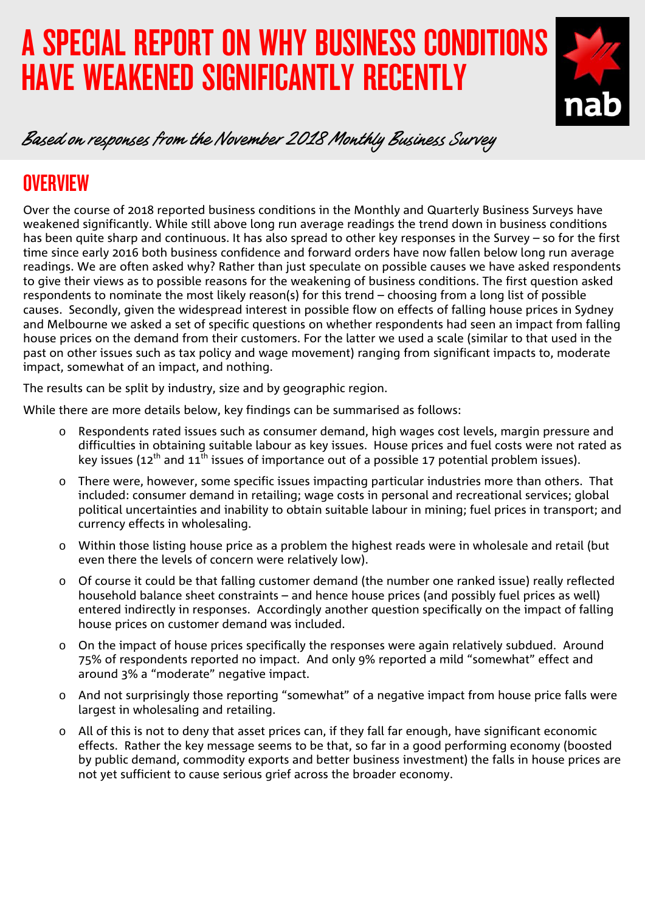# A SPECIAL REPORT ON WHY BUSINESS CONDITIONS HAVE WEAKENED SIGNIFICANTLY RECENTLY

*Based on responses from the November 2018 Monthly Business Survey*

## OVERVIEW

Over the course of 2018 reported business conditions in the Monthly and Quarterly Business Surveys have weakened significantly. While still above long run average readings the trend down in business conditions has been quite sharp and continuous. It has also spread to other key responses in the Survey – so for the first time since early 2016 both business confidence and forward orders have now fallen below long run average readings. We are often asked why? Rather than just speculate on possible causes we have asked respondents to give their views as to possible reasons for the weakening of business conditions. The first question asked respondents to nominate the most likely reason(s) for this trend – choosing from a long list of possible causes. Secondly, given the widespread interest in possible flow on effects of falling house prices in Sydney and Melbourne we asked a set of specific questions on whether respondents had seen an impact from falling house prices on the demand from their customers. For the latter we used a scale (similar to that used in the past on other issues such as tax policy and wage movement) ranging from significant impacts to, moderate impact, somewhat of an impact, and nothing.

The results can be split by industry, size and by geographic region.

While there are more details below, key findings can be summarised as follows:

- Respondents rated issues such as consumer demand, high wages cost levels, margin pressure and difficulties in obtaining suitable labour as key issues. House prices and fuel costs were not rated as key issues (12th and 11th issues of importance out of a possible 17 potential problem issues).
- There were, however, some specific issues impacting particular industries more than others. That included: consumer demand in retailing; wage costs in personal and recreational services; global political uncertainties and inability to obtain suitable labour in mining; fuel prices in transport; and currency effects in wholesaling.
- Within those listing house price as a problem the highest reads were in wholesale and retail (but even there the levels of concern were relatively low).
- Of course it could be that falling customer demand (the number one ranked issue) really reflected household balance sheet constraints – and hence house prices (and possibly fuel prices as well) entered indirectly in responses. Accordingly another question specifically on the impact of falling house prices on customer demand was included.
- On the impact of house prices specifically the responses were again relatively subdued. Around 75% of respondents reported no impact. And only 9% reported a mild "somewhat" effect and around 3% a "moderate" negative impact.
- And not surprisingly those reporting "somewhat" of a negative impact from house price falls were largest in wholesaling and retailing.
- All of this is not to deny that asset prices can, if they fall far enough, have significant economic effects. Rather the key message seems to be that, so far in a good performing economy (boosted by public demand, commodity exports and better business investment) the falls in house prices are not yet sufficient to cause serious grief across the broader economy.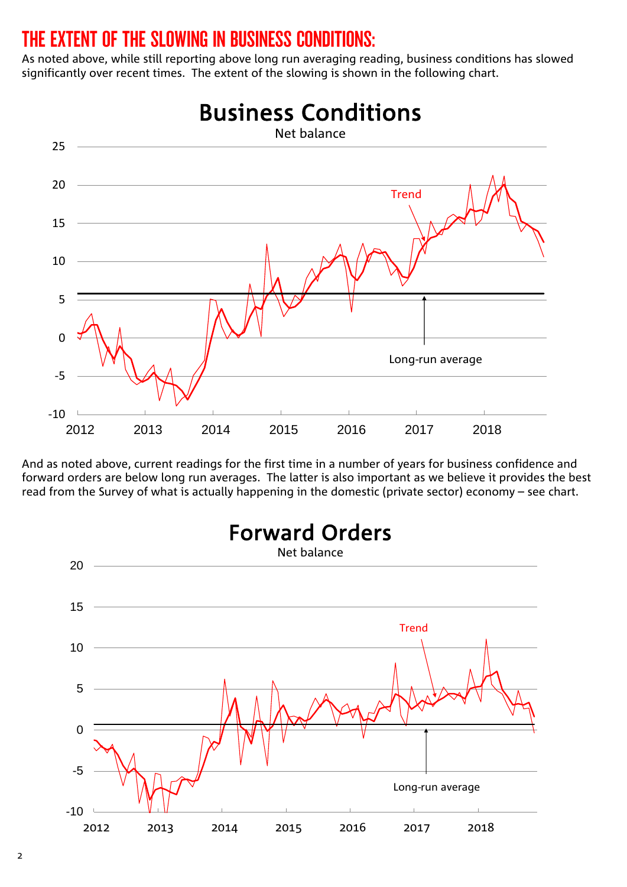# THE EXTENT OF THE SLOWING IN BUSINESS CONDITIONS:

As noted above, while still reporting above long run averaging reading, business conditions has slowed significantly over recent times. The extent of the slowing is shown in the following chart.

And as noted above, current readings for the first time in a number of years for business confidence and forward orders are below long run averages. The latter is also important as we believe it provides the best read from the Survey of what is actually happening in the domestic (private sector) economy – see chart.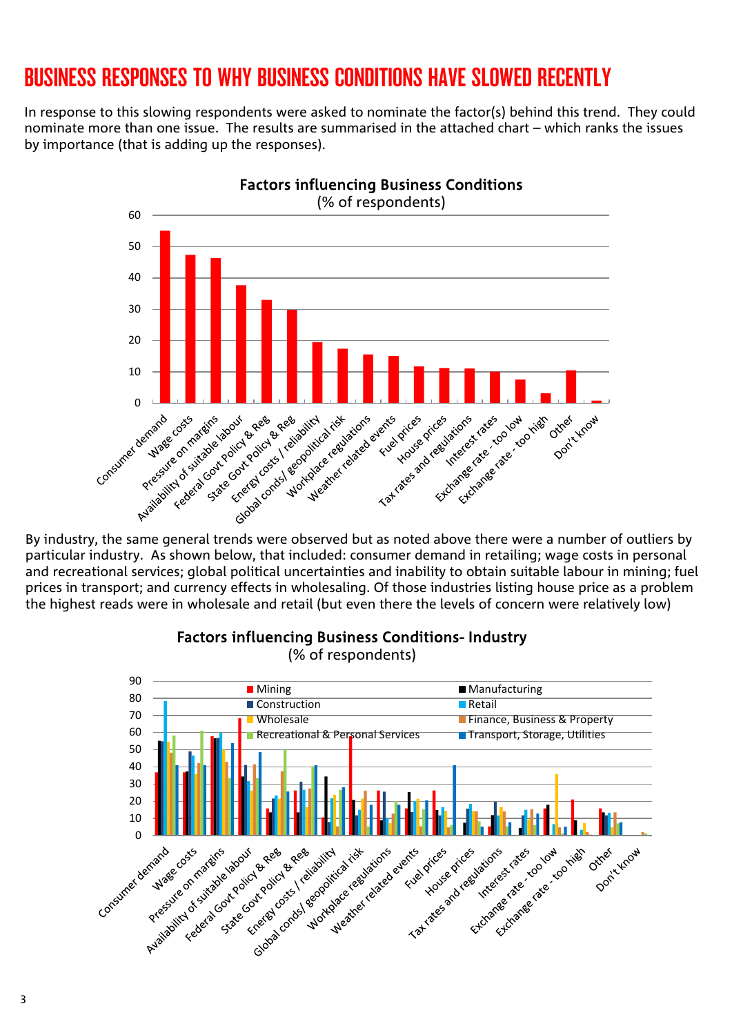# BUSINESS RESPONSES TO WHY BUSINESS CONDITIONS HAVE SLOWED RECENTLY

In response to this slowing respondents were asked to nominate the factor(s) behind this trend. They could nominate more than one issue. The results are summarised in the attached chart – which ranks the issues by importance (that is adding up the responses).

**Factors influencing Business Conditions**
(% of respondents)

By industry, the same general trends were observed but as noted above there were a number of outliers by particular industry. As shown below, that included: consumer demand in retailing; wage costs in personal and recreational services; global political uncertainties and inability to obtain suitable labour in mining; fuel prices in transport; and currency effects in wholesaling. Of those industries listing house price as a problem the highest reads were in wholesale and retail (but even there the levels of concern were relatively low)

**Factors influencing Business Conditions- Industry**
(% of respondents)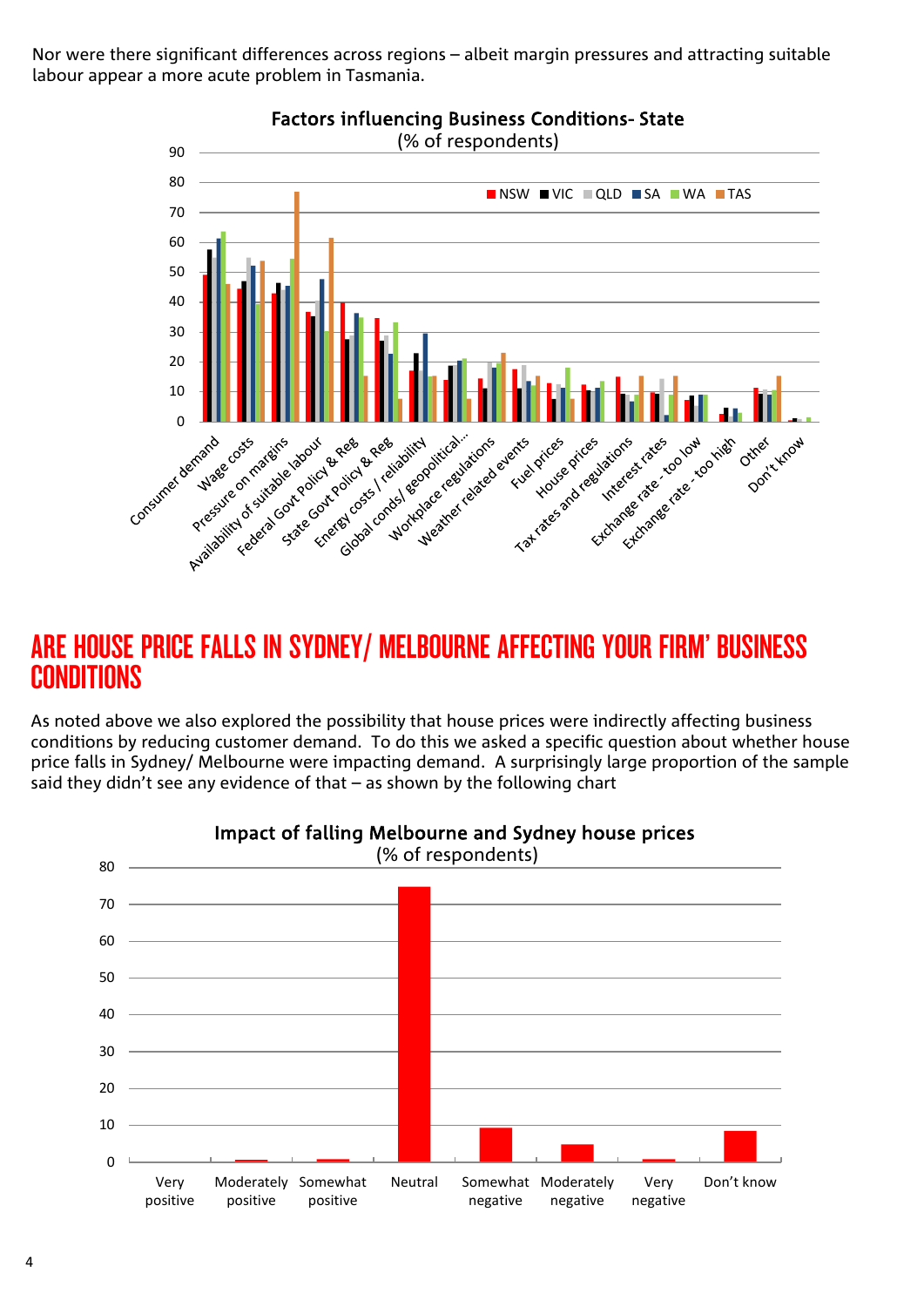Nor were there significant differences across regions – albeit margin pressures and attracting suitable labour appear a more acute problem in Tasmania.

**Factors influencing Business Conditions- State**
(% of respondents)

## ARE HOUSE PRICE FALLS IN SYDNEY/ MELBOURNE AFFECTING YOUR FIRM' BUSINESS CONDITIONS

As noted above we also explored the possibility that house prices were indirectly affecting business conditions by reducing customer demand. To do this we asked a specific question about whether house price falls in Sydney/ Melbourne were impacting demand. A surprisingly large proportion of the sample said they didn't see any evidence of that – as shown by the following chart

**Impact of falling Melbourne and Sydney house prices**
(% of respondents)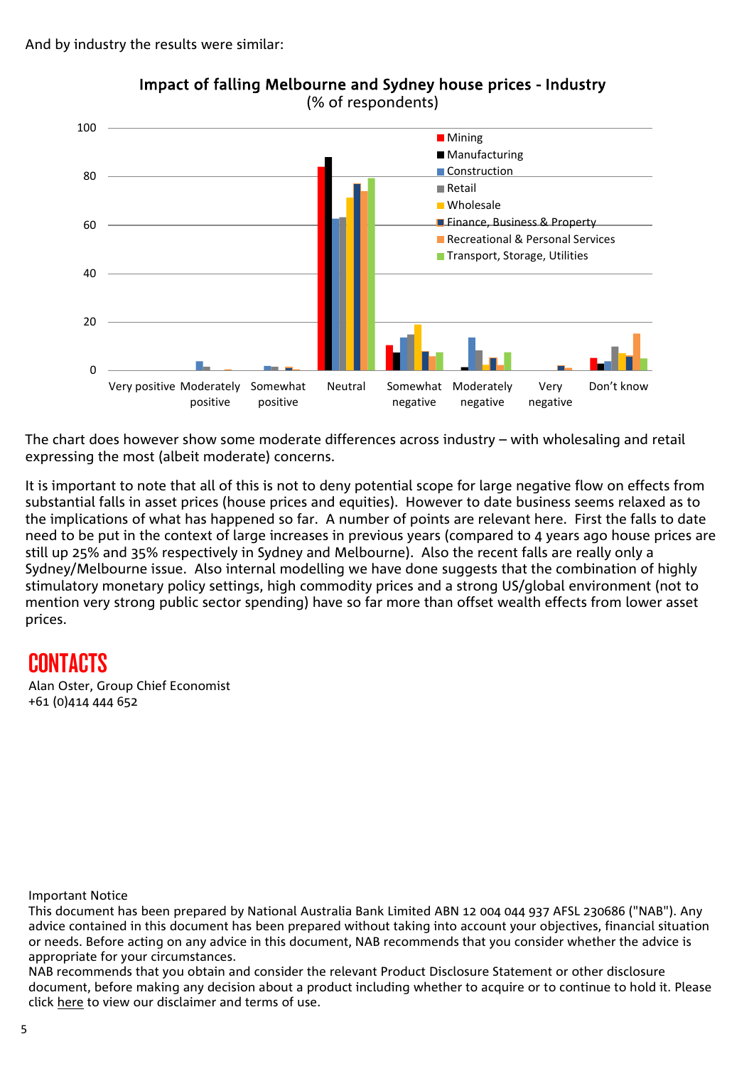And by industry the results were similar:

Impact of falling Melbourne and Sydney house prices - Industry
(% of respondents)

100
80
60
40
20
0

Mining
Manufacturing
Construction
Retail
Wholesale
Finance, Business & Property
Recreational & Personal Services
Transport, Storage, Utilities

Very positive
Moderately positive
Somewhat positive
Neutral
Somewhat negative
Moderately negative
Very negative
Don't know

The chart does however show some moderate differences across industry – with wholesaling and retail expressing the most (albeit moderate) concerns.

It is important to note that all of this is not to deny potential scope for large negative flow on effects from substantial falls in asset prices (house prices and equities). However to date business seems relaxed as to the implications of what has happened so far. A number of points are relevant here. First the falls to date need to be put in the context of large increases in previous years (compared to 4 years ago house prices are still up 25% and 35% respectively in Sydney and Melbourne). Also the recent falls are really only a Sydney/Melbourne issue. Also internal modelling we have done suggests that the combination of highly stimulatory monetary policy settings, high commodity prices and a strong US/global environment (not to mention very strong public sector spending) have so far more than offset wealth effects from lower asset prices.

# CONTACTS

Alan Oster, Group Chief Economist
+61 (0)414 444 652

Important Notice
This document has been prepared by National Australia Bank Limited ABN 12 004 044 937 AFSL 230686 ("NAB"). Any advice contained in this document has been prepared without taking into account your objectives, financial situation or needs. Before acting on any advice in this document, NAB recommends that you consider whether the advice is appropriate for your circumstances.
NAB recommends that you obtain and consider the relevant Product Disclosure Statement or other disclosure document, before making any decision about a product including whether to acquire or to continue to hold it. Please click here to view our disclaimer and terms of use.